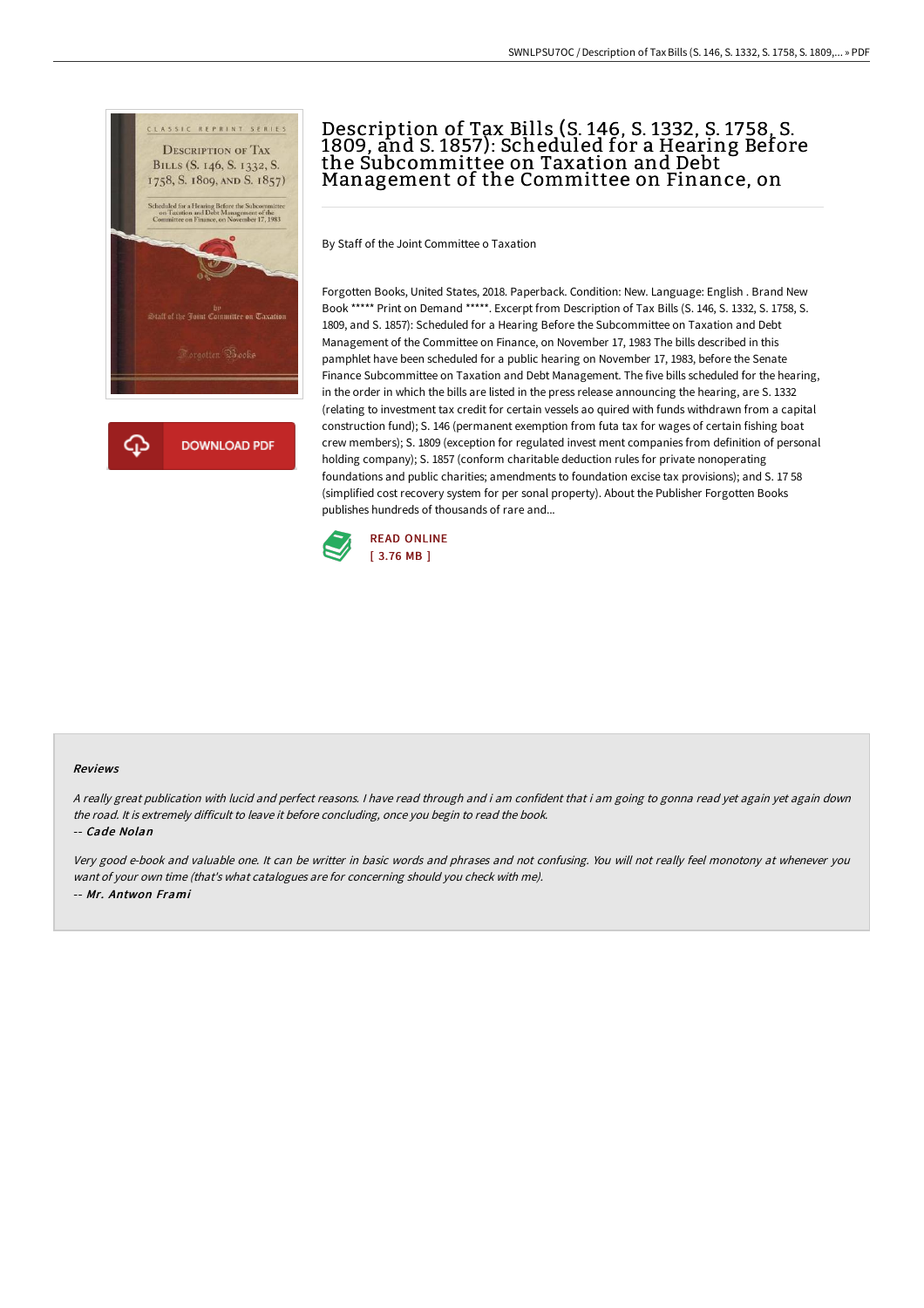# Description of Tax Bills (S. 146, S. 1332, S. 1758, S. 1809, and S. 1857): Scheduled for a Hearing Before the Subcommittee on Taxation and Debt Management of the Committee on Finance, on

By Staff of the Joint Committee o Taxation

Forgotten Books, United States, 2018. Paperback. Condition: New. Language: English . Brand New Book ***** Print on Demand *****. Excerpt from Description of Tax Bills (S. 146, S. 1332, S. 1758, S. 1809, and S. 1857): Scheduled for a Hearing Before the Subcommittee on Taxation and Debt Management of the Committee on Finance, on November 17, 1983 The bills described in this pamphlet have been scheduled for a public hearing on November 17, 1983, before the Senate Finance Subcommittee on Taxation and Debt Management. The five bills scheduled for the hearing, in the order in which the bills are listed in the press release announcing the hearing, are S. 1332 (relating to investment tax credit for certain vessels ao quired with funds withdrawn from a capital construction fund); S. 146 (permanent exemption from futa tax for wages of certain fishing boat crew members); S. 1809 (exception for regulated invest ment companies from definition of personal holding company); S. 1857 (conform charitable deduction rules for private nonoperating foundations and public charities; amendments to foundation excise tax provisions); and S. 17 58 (simplified cost recovery system for per sonal property). About the Publisher Forgotten Books publishes hundreds of thousands of rare and...

READ ONLINE
[ 3.76 MB ]

### Reviews

*A really great publication with lucid and perfect reasons. I have read through and i am confident that i am going to gonna read yet again yet again down the road. It is extremely difficult to leave it before concluding, once you begin to read the book.*

-- *Cade Nolan*

*Very good e-book and valuable one. It can be writter in basic words and phrases and not confusing. You will not really feel monotony at whenever you want of your own time (that's what catalogues are for concerning should you check with me).*

-- *Mr. Antwon Frami*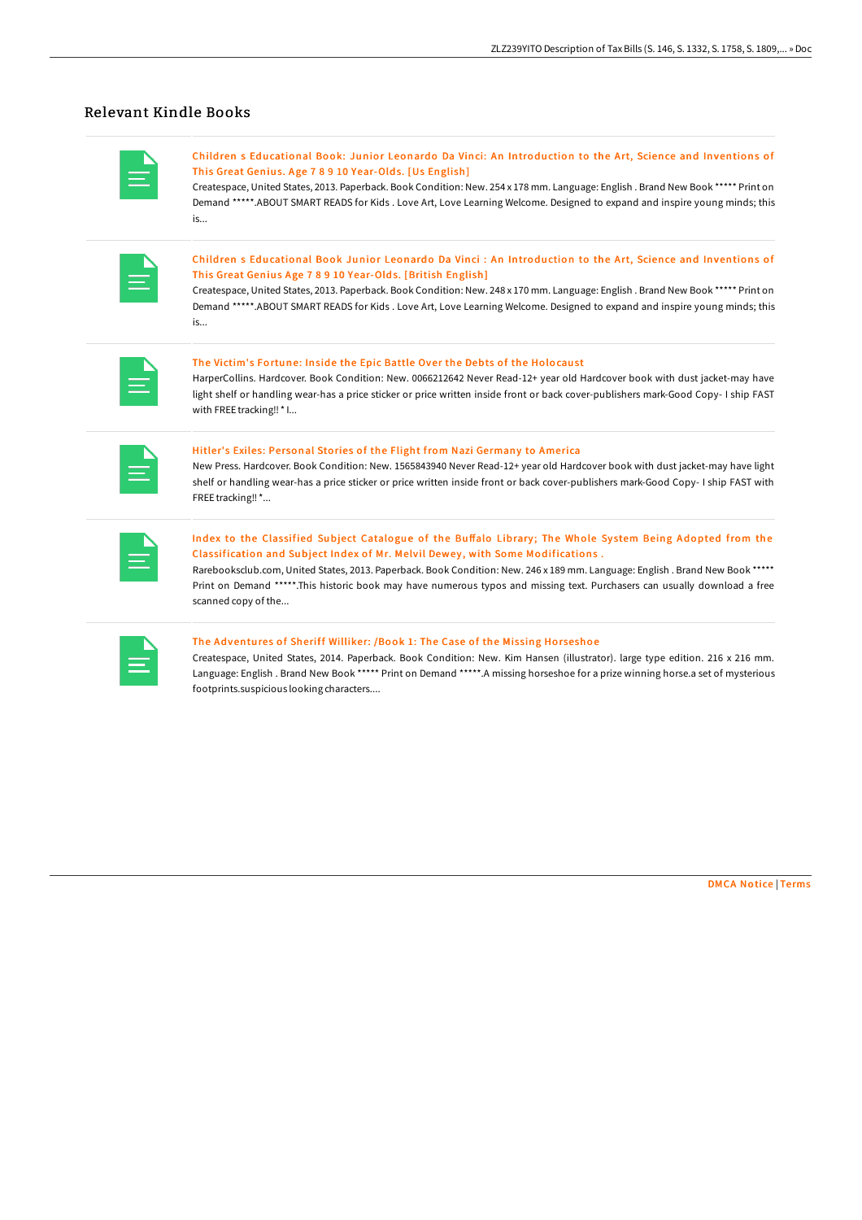## Relevant Kindle Books

### Children s Educational Book: Junior Leonardo Da Vinci: An Introduction to the Art, Science and Inventions of This Great Genius. Age 7 8 9 10 Year-Olds. [Us English]

Createspace, United States, 2013. Paperback. Book Condition: New. 254 x 178 mm. Language: English . Brand New Book ***** Print on Demand *****.ABOUT SMART READS for Kids . Love Art, Love Learning Welcome. Designed to expand and inspire young minds; this is...

### Children s Educational Book Junior Leonardo Da Vinci : An Introduction to the Art, Science and Inventions of This Great Genius Age 7 8 9 10 Year-Olds. [British English]

Createspace, United States, 2013. Paperback. Book Condition: New. 248 x 170 mm. Language: English . Brand New Book ***** Print on Demand *****.ABOUT SMART READS for Kids . Love Art, Love Learning Welcome. Designed to expand and inspire young minds; this is...

### The Victim's Fortune: Inside the Epic Battle Over the Debts of the Holocaust

HarperCollins. Hardcover. Book Condition: New. 0066212642 Never Read-12+ year old Hardcover book with dust jacket-may have light shelf or handling wear-has a price sticker or price written inside front or back cover-publishers mark-Good Copy- I ship FAST with FREE tracking!! * I...

### Hitler's Exiles: Personal Stories of the Flight from Nazi Germany to America

New Press. Hardcover. Book Condition: New. 1565843940 Never Read-12+ year old Hardcover book with dust jacket-may have light shelf or handling wear-has a price sticker or price written inside front or back cover-publishers mark-Good Copy- I ship FAST with FREE tracking!! *...

### Index to the Classified Subject Catalogue of the Buffalo Library; The Whole System Being Adopted from the Classification and Subject Index of Mr. Melvil Dewey, with Some Modifications .

Rarebooksclub.com, United States, 2013. Paperback. Book Condition: New. 246 x 189 mm. Language: English . Brand New Book ***** Print on Demand *****.This historic book may have numerous typos and missing text. Purchasers can usually download a free scanned copy of the...

### The Adventures of Sheriff Williker: /Book 1: The Case of the Missing Horseshoe

Createspace, United States, 2014. Paperback. Book Condition: New. Kim Hansen (illustrator). large type edition. 216 x 216 mm. Language: English . Brand New Book ***** Print on Demand *****.A missing horseshoe for a prize winning horse.a set of mysterious footprints.suspicious looking characters....